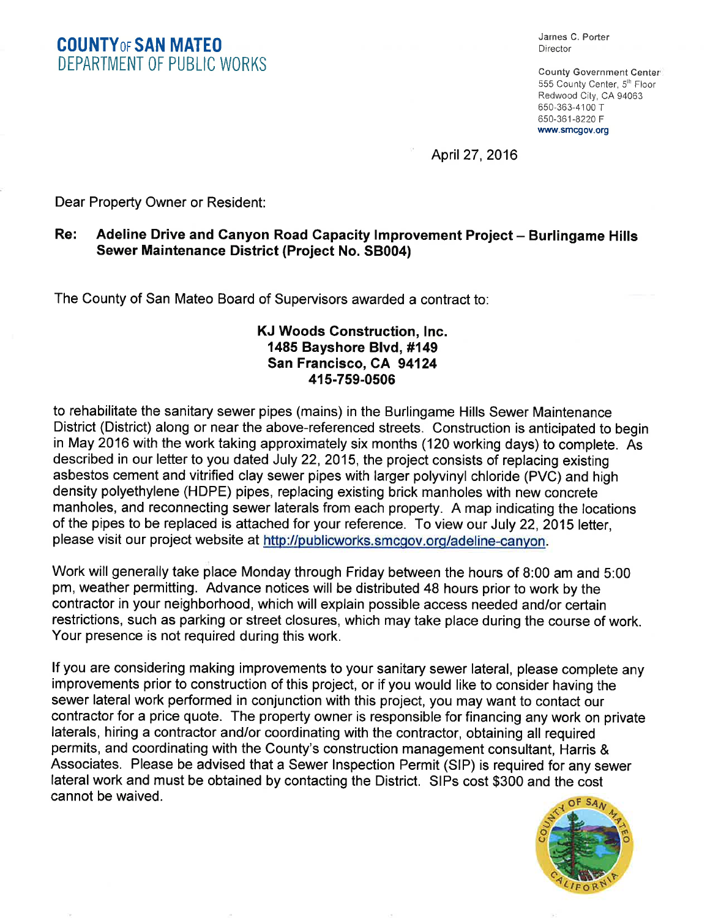**COUNTY OF SAN MATEO**
DEPARTMENT OF PUBLIC WORKS

James C. Porter
Director

County Government Center
555 County Center, 5th Floor
Redwood City, CA 94063
650-363-4100 T
650-361-8220 F
www.smcgov.org

April 27, 2016

Dear Property Owner or Resident:

**Re: Adeline Drive and Canyon Road Capacity Improvement Project – Burlingame Hills Sewer Maintenance District (Project No. SB004)**

The County of San Mateo Board of Supervisors awarded a contract to:

**KJ Woods Construction, Inc.**
**1485 Bayshore Blvd, #149**
**San Francisco, CA 94124**
**415-759-0506**

to rehabilitate the sanitary sewer pipes (mains) in the Burlingame Hills Sewer Maintenance District (District) along or near the above-referenced streets. Construction is anticipated to begin in May 2016 with the work taking approximately six months (120 working days) to complete. As described in our letter to you dated July 22, 2015, the project consists of replacing existing asbestos cement and vitrified clay sewer pipes with larger polyvinyl chloride (PVC) and high density polyethylene (HDPE) pipes, replacing existing brick manholes with new concrete manholes, and reconnecting sewer laterals from each property. A map indicating the locations of the pipes to be replaced is attached for your reference. To view our July 22, 2015 letter, please visit our project website at http://publicworks.smcgov.org/adeline-canyon.

Work will generally take place Monday through Friday between the hours of 8:00 am and 5:00 pm, weather permitting. Advance notices will be distributed 48 hours prior to work by the contractor in your neighborhood, which will explain possible access needed and/or certain restrictions, such as parking or street closures, which may take place during the course of work. Your presence is not required during this work.

If you are considering making improvements to your sanitary sewer lateral, please complete any improvements prior to construction of this project, or if you would like to consider having the sewer lateral work performed in conjunction with this project, you may want to contact our contractor for a price quote. The property owner is responsible for financing any work on private laterals, hiring a contractor and/or coordinating with the contractor, obtaining all required permits, and coordinating with the County's construction management consultant, Harris & Associates. Please be advised that a Sewer Inspection Permit (SIP) is required for any sewer lateral work and must be obtained by contacting the District. SIPs cost $300 and the cost cannot be waived.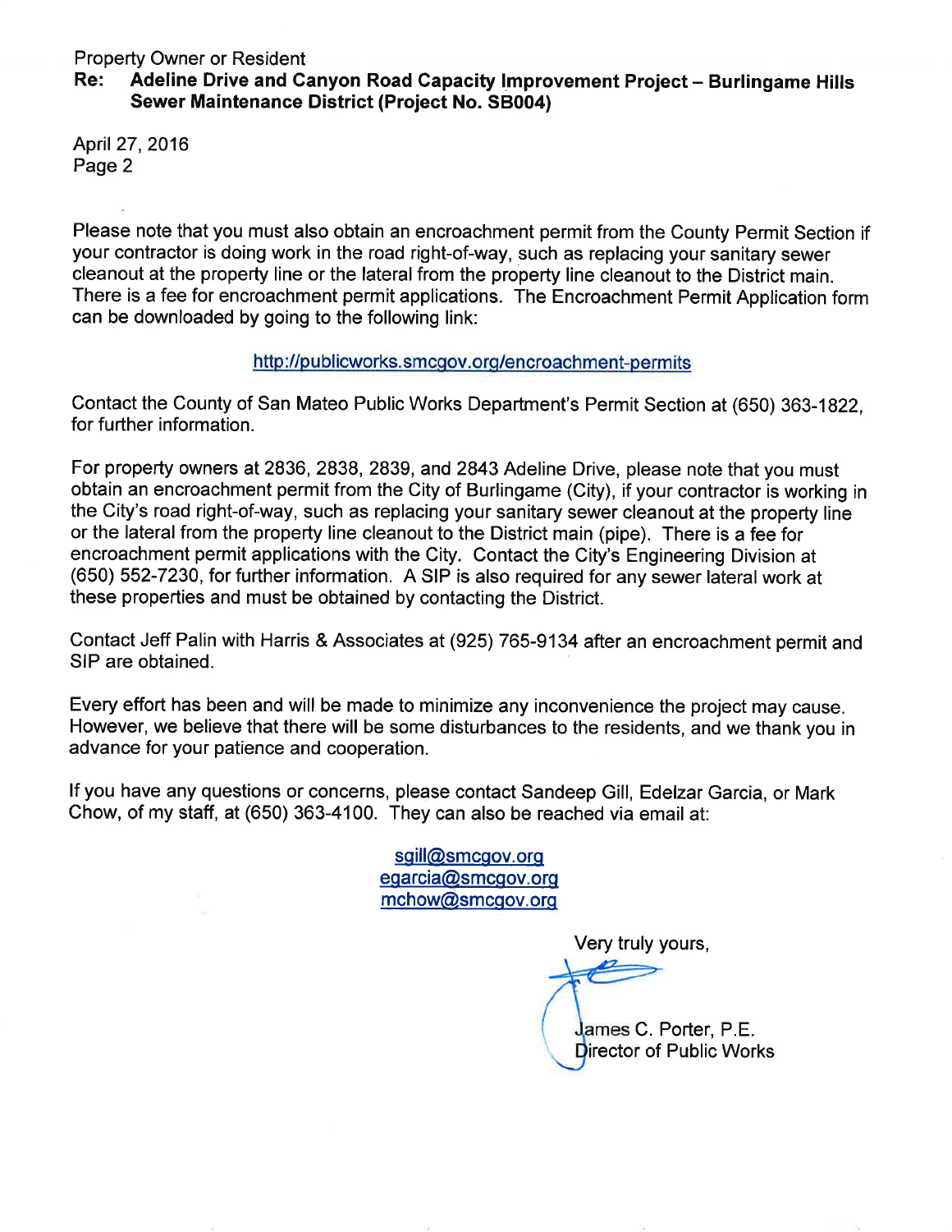Property Owner or Resident

**Re: Adeline Drive and Canyon Road Capacity Improvement Project – Burlingame Hills Sewer Maintenance District (Project No. SB004)**

April 27, 2016
Page 2

Please note that you must also obtain an encroachment permit from the County Permit Section if your contractor is doing work in the road right-of-way, such as replacing your sanitary sewer cleanout at the property line or the lateral from the property line cleanout to the District main. There is a fee for encroachment permit applications. The Encroachment Permit Application form can be downloaded by going to the following link:

http://publicworks.smcgov.org/encroachment-permits

Contact the County of San Mateo Public Works Department's Permit Section at (650) 363-1822, for further information.

For property owners at 2836, 2838, 2839, and 2843 Adeline Drive, please note that you must obtain an encroachment permit from the City of Burlingame (City), if your contractor is working in the City's road right-of-way, such as replacing your sanitary sewer cleanout at the property line or the lateral from the property line cleanout to the District main (pipe). There is a fee for encroachment permit applications with the City. Contact the City's Engineering Division at (650) 552-7230, for further information. A SIP is also required for any sewer lateral work at these properties and must be obtained by contacting the District.

Contact Jeff Palin with Harris & Associates at (925) 765-9134 after an encroachment permit and SIP are obtained.

Every effort has been and will be made to minimize any inconvenience the project may cause. However, we believe that there will be some disturbances to the residents, and we thank you in advance for your patience and cooperation.

If you have any questions or concerns, please contact Sandeep Gill, Edelzar Garcia, or Mark Chow, of my staff, at (650) 363-4100. They can also be reached via email at:

sgill@smcgov.org
egarcia@smcgov.org
mchow@smcgov.org

Very truly yours,

James C. Porter, P.E.
Director of Public Works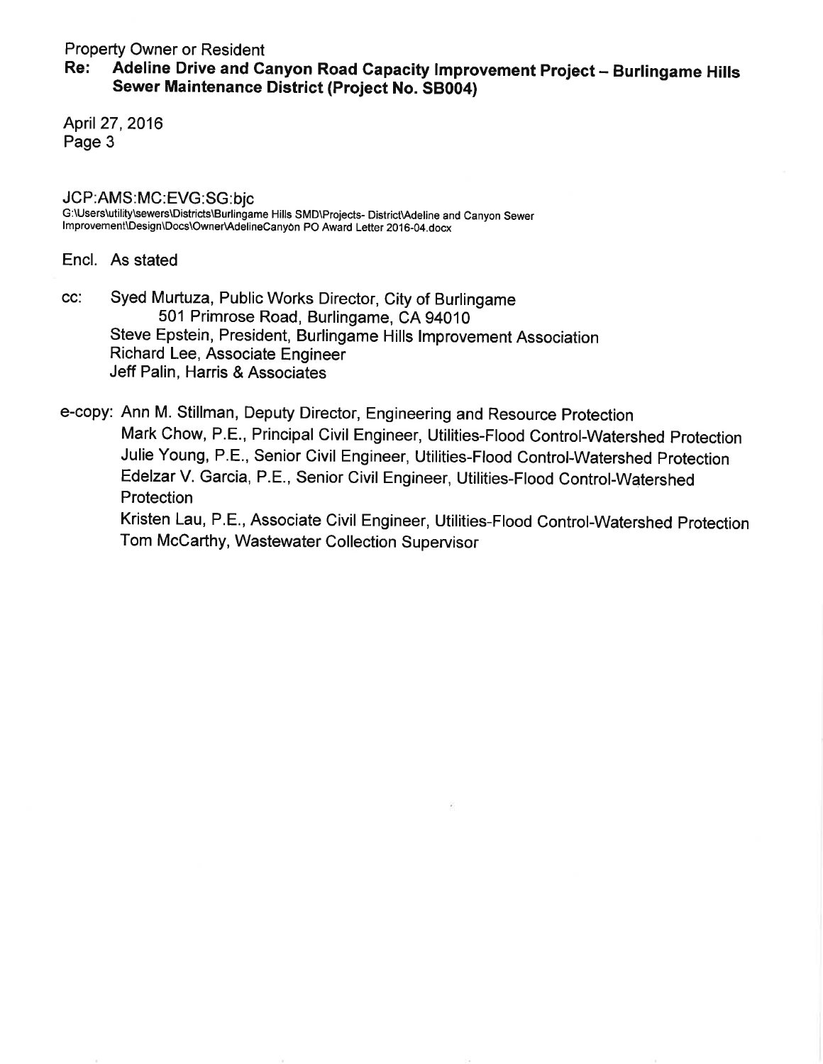JCP:AMS:MC:EVG:SG:bjc
G:\Users\utility\sewers\Districts\Burlingame Hills SMD\Projects- District\Adeline and Canyon Sewer Improvement\Design\Docs\Owner\AdelineCanyon PO Award Letter 2016-04.docx

Encl. As stated

cc: Syed Murtuza, Public Works Director, City of Burlingame
501 Primrose Road, Burlingame, CA 94010
Steve Epstein, President, Burlingame Hills Improvement Association
Richard Lee, Associate Engineer
Jeff Palin, Harris & Associates

e-copy: Ann M. Stillman, Deputy Director, Engineering and Resource Protection
Mark Chow, P.E., Principal Civil Engineer, Utilities-Flood Control-Watershed Protection
Julie Young, P.E., Senior Civil Engineer, Utilities-Flood Control-Watershed Protection
Edelzar V. Garcia, P.E., Senior Civil Engineer, Utilities-Flood Control-Watershed Protection
Kristen Lau, P.E., Associate Civil Engineer, Utilities-Flood Control-Watershed Protection
Tom McCarthy, Wastewater Collection Supervisor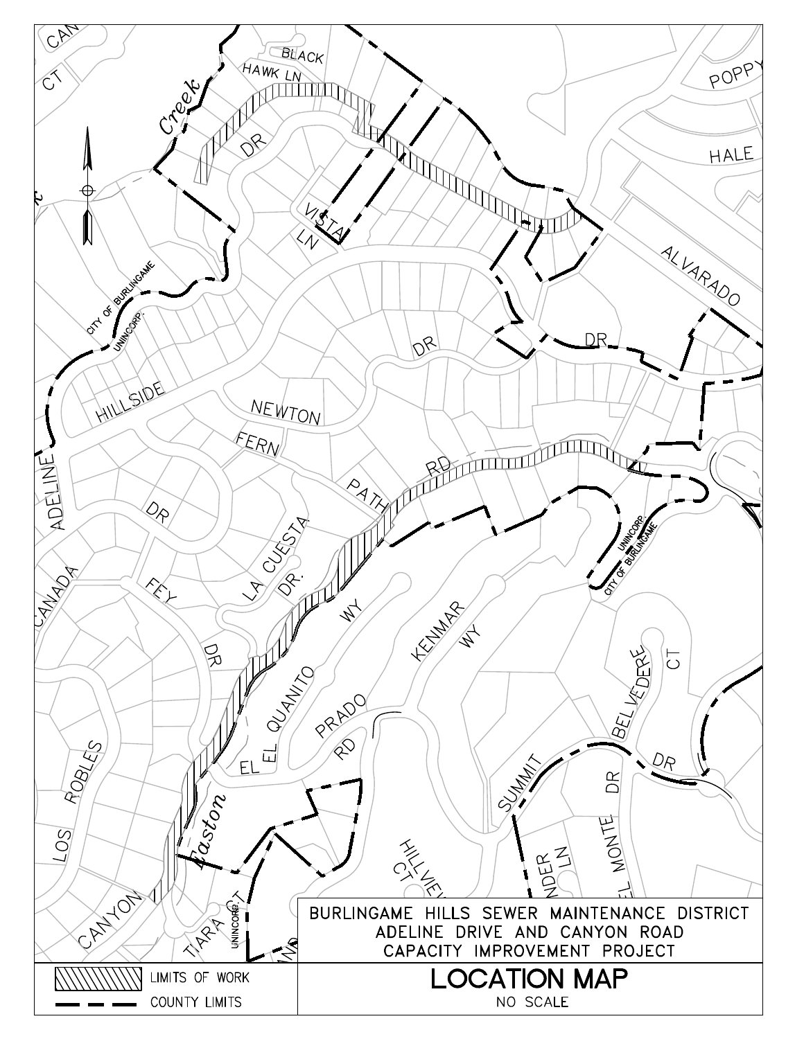BURLINGAME HILLS SEWER MAINTENANCE DISTRICT
ADELINE DRIVE AND CANYON ROAD
CAPACITY IMPROVEMENT PROJECT

# LOCATION MAP

NO SCALE

LIMITS OF WORK

COUNTY LIMITS

Creek

Easton

BLACK HAWK LN

DR

VISTA LN

POPPY

HALE

ALVARADO

DR

CITY OF BURLINGAME

UNINCORP.

HILLSIDE

NEWTON

DR

FERN

PATH

RD

ADELINE

DR

LA CUESTA

DR.

FEY

DR

CANADA

EL QUANITO

WY

PRADO

RD

KENMAR

WY

EL

UNINCORP.

CITY OF BURLINGAME

BELVEDERE

CT

DR

SUMMIT

DR

EL MONTE

LN

HILLVIEW CT

LOS ROBLES

CANYON

TIARA CT

UNINCORP.

CT